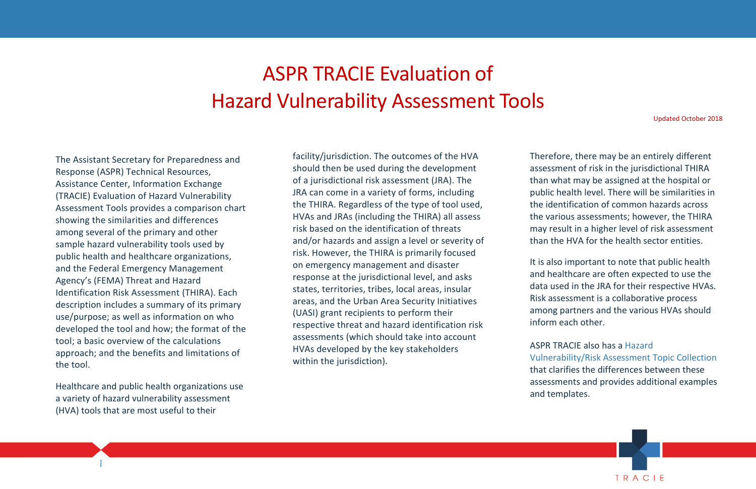# ASPR TRACIE Evaluation of Hazard Vulnerability Assessment Tools

Updated October 2018

The Assistant Secretary for Preparedness and Response (ASPR) Technical Resources, Assistance Center, Information Exchange (TRACIE) Evaluation of Hazard Vulnerability Assessment Tools provides a comparison chart showing the similarities and differences among several of the primary and other sample hazard vulnerability tools used by public health and healthcare organizations, and the Federal Emergency Management Agency's (FEMA) Threat and Hazard Identification Risk Assessment (THIRA). Each description includes a summary of its primary use/purpose; as well as information on who developed the tool and how; the format of the tool; a basic overview of the calculations approach; and the benefits and limitations of the tool.

Healthcare and public health organizations use a variety of hazard vulnerability assessment (HVA) tools that are most useful to their facility/jurisdiction. The outcomes of the HVA should then be used during the development of a jurisdictional risk assessment (JRA). The JRA can come in a variety of forms, including the THIRA. Regardless of the type of tool used, HVAs and JRAs (including the THIRA) all assess risk based on the identification of threats and/or hazards and assign a level or severity of risk. However, the THIRA is primarily focused on emergency management and disaster response at the jurisdictional level, and asks states, territories, tribes, local areas, insular areas, and the Urban Area Security Initiatives (UASI) grant recipients to perform their respective threat and hazard identification risk assessments (which should take into account HVAs developed by the key stakeholders within the jurisdiction).

Therefore, there may be an entirely different assessment of risk in the jurisdictional THIRA than what may be assigned at the hospital or public health level. There will be similarities in the identification of common hazards across the various assessments; however, the THIRA may result in a higher level of risk assessment than the HVA for the health sector entities.

It is also important to note that public health and healthcare are often expected to use the data used in the JRA for their respective HVAs. Risk assessment is a collaborative process among partners and the various HVAs should inform each other.

ASPR TRACIE also has a Hazard Vulnerability/Risk Assessment Topic Collection that clarifies the differences between these assessments and provides additional examples and templates.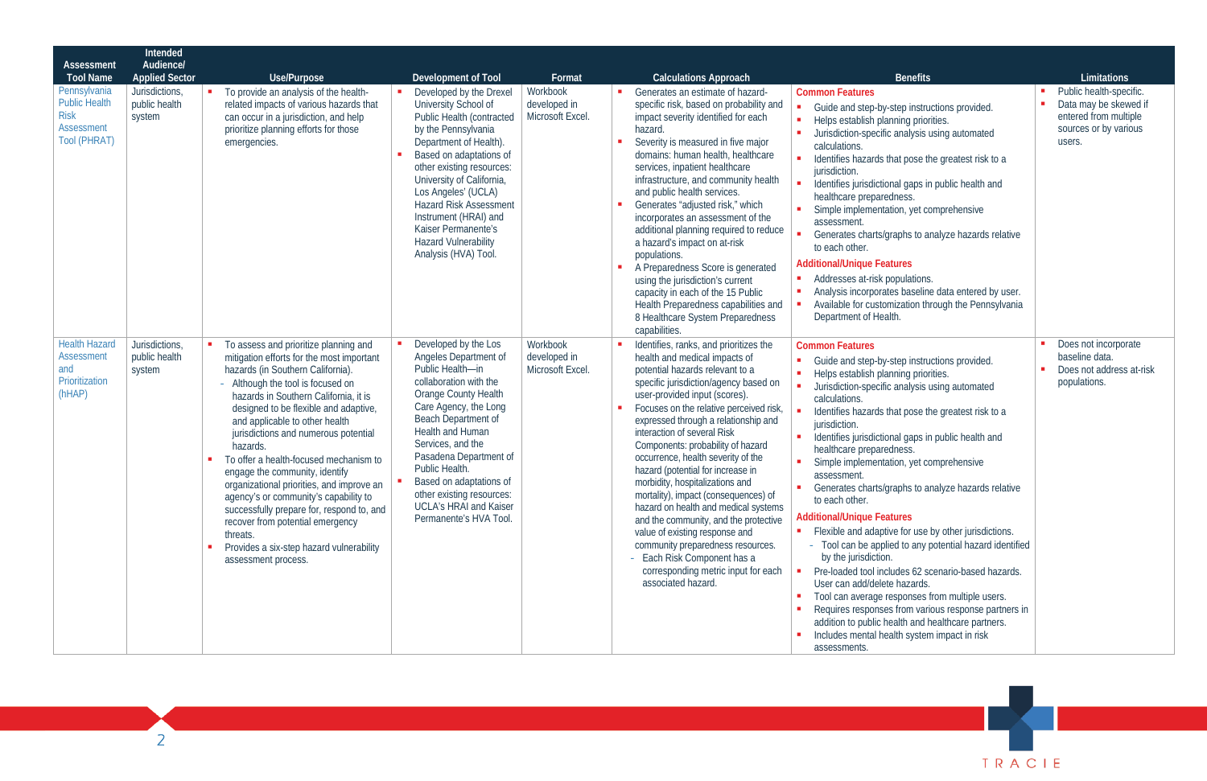| Assessment Tool Name | Intended Audience/ Applied Sector | Use/Purpose | Development of Tool | Format | Calculations Approach | Benefits | Limitations |
|---|---|---|---|---|---|---|---|
| Pennsylvania Public Health Risk Assessment Tool (PHRAT) | Jurisdictions, public health system | ▪ To provide an analysis of the health-related impacts of various hazards that can occur in a jurisdiction, and help prioritize planning efforts for those emergencies. | ▪ Developed by the Drexel University School of Public Health (contracted by the Pennsylvania Department of Health).<br>▪ Based on adaptations of other existing resources: University of California, Los Angeles' (UCLA) Hazard Risk Assessment Instrument (HRAI) and Kaiser Permanente's Hazard Vulnerability Analysis (HVA) Tool. | Workbook developed in Microsoft Excel. | ▪ Generates an estimate of hazard-specific risk, based on probability and impact severity identified for each hazard.<br>▪ Severity is measured in five major domains: human health, healthcare services, inpatient healthcare infrastructure, and community health and public health services.<br>▪ Generates "adjusted risk," which incorporates an assessment of the additional planning required to reduce a hazard's impact on at-risk populations.<br>▪ A Preparedness Score is generated using the jurisdiction's current capacity in each of the 15 Public Health Preparedness capabilities and 8 Healthcare System Preparedness capabilities. | **Common Features**<br>▪ Guide and step-by-step instructions provided.<br>▪ Helps establish planning priorities.<br>▪ Jurisdiction-specific analysis using automated calculations.<br>▪ Identifies hazards that pose the greatest risk to a jurisdiction.<br>▪ Identifies jurisdictional gaps in public health and healthcare preparedness.<br>▪ Simple implementation, yet comprehensive assessment.<br>▪ Generates charts/graphs to analyze hazards relative to each other.<br>**Additional/Unique Features**<br>▪ Addresses at-risk populations.<br>▪ Analysis incorporates baseline data entered by user.<br>▪ Available for customization through the Pennsylvania Department of Health. | ▪ Public health-specific.<br>▪ Data may be skewed if entered from multiple sources or by various users. |
| Health Hazard Assessment and Prioritization (hHAP) | Jurisdictions, public health system | ▪ To assess and prioritize planning and mitigation efforts for the most important hazards (in Southern California).<br>- Although the tool is focused on hazards in Southern California, it is designed to be flexible and adaptive, and applicable to other health jurisdictions and numerous potential hazards.<br>▪ To offer a health-focused mechanism to engage the community, identify organizational priorities, and improve an agency's or community's capability to successfully prepare for, respond to, and recover from potential emergency threats.<br>▪ Provides a six-step hazard vulnerability assessment process. | ▪ Developed by the Los Angeles Department of Public Health—in collaboration with the Orange County Health Care Agency, the Long Beach Department of Health and Human Services, and the Pasadena Department of Public Health.<br>▪ Based on adaptations of other existing resources: UCLA's HRAI and Kaiser Permanente's HVA Tool. | Workbook developed in Microsoft Excel. | ▪ Identifies, ranks, and prioritizes the health and medical impacts of potential hazards relevant to a specific jurisdiction/agency based on user-provided input (scores).<br>▪ Focuses on the relative perceived risk, expressed through a relationship and interaction of several Risk Components: probability of hazard occurrence, health severity of the hazard (potential for increase in morbidity, hospitalizations and mortality), impact (consequences) of hazard on health and medical systems and the community, and the protective value of existing response and community preparedness resources.<br>- Each Risk Component has a corresponding metric input for each associated hazard. | **Common Features**<br>▪ Guide and step-by-step instructions provided.<br>▪ Helps establish planning priorities.<br>▪ Jurisdiction-specific analysis using automated calculations.<br>▪ Identifies hazards that pose the greatest risk to a jurisdiction.<br>▪ Identifies jurisdictional gaps in public health and healthcare preparedness.<br>▪ Simple implementation, yet comprehensive assessment.<br>▪ Generates charts/graphs to analyze hazards relative to each other.<br>**Additional/Unique Features**<br>▪ Flexible and adaptive for use by other jurisdictions.<br>- Tool can be applied to any potential hazard identified by the jurisdiction.<br>▪ Pre-loaded tool includes 62 scenario-based hazards. User can add/delete hazards.<br>▪ Tool can average responses from multiple users.<br>▪ Requires responses from various response partners in addition to public health and healthcare partners.<br>▪ Includes mental health system impact in risk assessments. | ▪ Does not incorporate baseline data.<br>▪ Does not address at-risk populations. |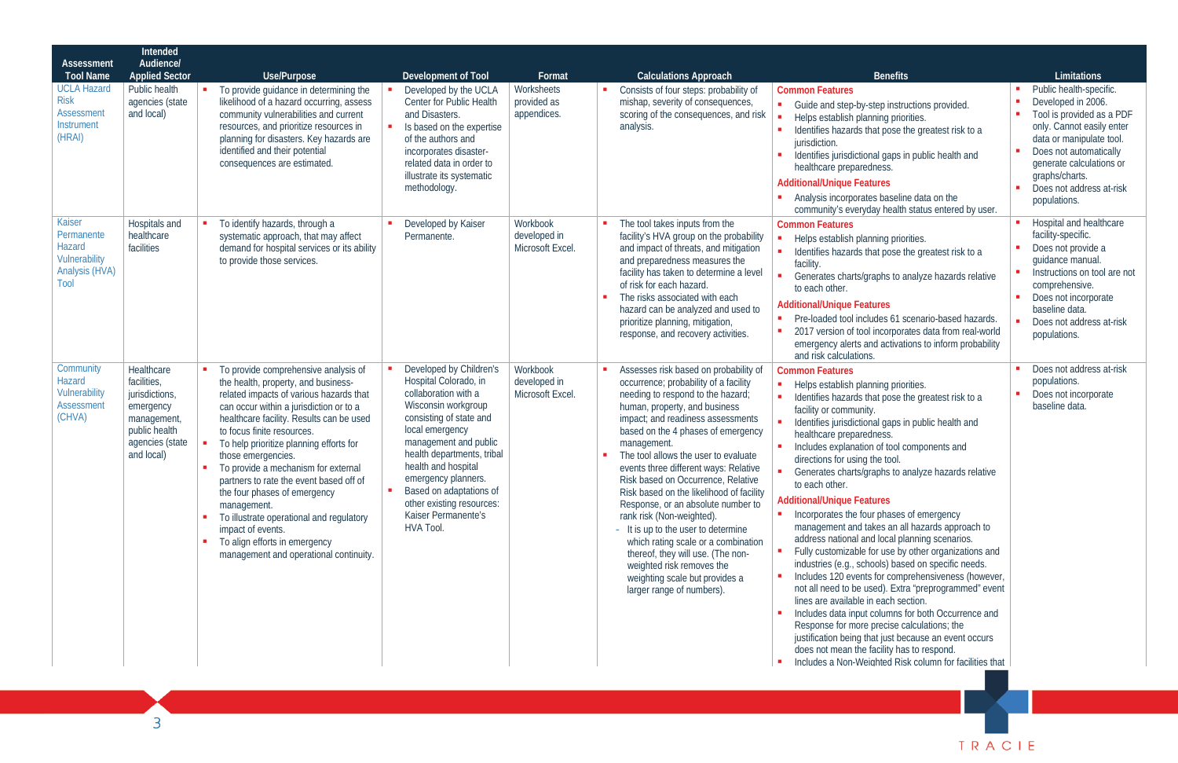| Assessment Tool Name | Intended Audience/ Applied Sector | Use/Purpose | Development of Tool | Format | Calculations Approach | Benefits | Limitations |
|---|---|---|---|---|---|---|---|
| UCLA Hazard Risk Assessment Instrument (HRAI) | Public health agencies (state and local) | ▪ To provide guidance in determining the likelihood of a hazard occurring, assess community vulnerabilities and current resources, and prioritize resources in planning for disasters. Key hazards are identified and their potential consequences are estimated. | ▪ Developed by the UCLA Center for Public Health and Disasters.<br>▪ Is based on the expertise of the authors and incorporates disaster-related data in order to illustrate its systematic methodology. | Worksheets provided as appendices. | ▪ Consists of four steps: probability of mishap, severity of consequences, scoring of the consequences, and risk analysis. | **Common Features**<br>▪ Guide and step-by-step instructions provided.<br>▪ Helps establish planning priorities.<br>▪ Identifies hazards that pose the greatest risk to a jurisdiction.<br>▪ Identifies jurisdictional gaps in public health and healthcare preparedness.<br>**Additional/Unique Features**<br>▪ Analysis incorporates baseline data on the community's everyday health status entered by user. | ▪ Public health-specific.<br>▪ Developed in 2006.<br>▪ Tool is provided as a PDF only. Cannot easily enter data or manipulate tool.<br>▪ Does not automatically generate calculations or graphs/charts.<br>▪ Does not address at-risk populations. |
| Kaiser Permanente Hazard Vulnerability Analysis (HVA) Tool | Hospitals and healthcare facilities | ▪ To identify hazards, through a systematic approach, that may affect demand for hospital services or its ability to provide those services. | ▪ Developed by Kaiser Permanente. | Workbook developed in Microsoft Excel. | ▪ The tool takes inputs from the facility's HVA group on the probability and impact of threats, and mitigation and preparedness measures the facility has taken to determine a level of risk for each hazard.<br>▪ The risks associated with each hazard can be analyzed and used to prioritize planning, mitigation, response, and recovery activities. | **Common Features**<br>▪ Helps establish planning priorities.<br>▪ Identifies hazards that pose the greatest risk to a facility.<br>▪ Generates charts/graphs to analyze hazards relative to each other.<br>**Additional/Unique Features**<br>▪ Pre-loaded tool includes 61 scenario-based hazards.<br>▪ 2017 version of tool incorporates data from real-world emergency alerts and activations to inform probability and risk calculations. | ▪ Hospital and healthcare facility-specific.<br>▪ Does not provide a guidance manual.<br>▪ Instructions on tool are not comprehensive.<br>▪ Does not incorporate baseline data.<br>▪ Does not address at-risk populations. |
| Community Hazard Vulnerability Assessment (CHVA) | Healthcare facilities, jurisdictions, emergency management, public health agencies (state and local) | ▪ To provide comprehensive analysis of the health, property, and business-related impacts of various hazards that can occur within a jurisdiction or to a healthcare facility. Results can be used to focus finite resources.<br>▪ To help prioritize planning efforts for those emergencies.<br>▪ To provide a mechanism for external partners to rate the event based off of the four phases of emergency management.<br>▪ To illustrate operational and regulatory impact of events.<br>▪ To align efforts in emergency management and operational continuity. | ▪ Developed by Children's Hospital Colorado, in collaboration with a Wisconsin workgroup consisting of state and local emergency management and public health departments, tribal health and hospital emergency planners.<br>▪ Based on adaptations of other existing resources: Kaiser Permanente's HVA Tool. | Workbook developed in Microsoft Excel. | ▪ Assesses risk based on probability of occurrence; probability of a facility needing to respond to the hazard; human, property, and business impact; and readiness assessments based on the 4 phases of emergency management.<br>▪ The tool allows the user to evaluate events three different ways: Relative Risk based on Occurrence, Relative Risk based on the likelihood of facility Response, or an absolute number to rank risk (Non-weighted).<br>- It is up to the user to determine which rating scale or a combination thereof, they will use. (The non-weighted risk removes the weighting scale but provides a larger range of numbers). | **Common Features**<br>▪ Helps establish planning priorities.<br>▪ Identifies hazards that pose the greatest risk to a facility or community.<br>▪ Identifies jurisdictional gaps in public health and healthcare preparedness.<br>▪ Includes explanation of tool components and directions for using the tool.<br>▪ Generates charts/graphs to analyze hazards relative to each other.<br>**Additional/Unique Features**<br>▪ Incorporates the four phases of emergency management and takes an all hazards approach to address national and local planning scenarios.<br>▪ Fully customizable for use by other organizations and industries (e.g., schools) based on specific needs.<br>▪ Includes 120 events for comprehensiveness (however, not all need to be used). Extra "preprogrammed" event lines are available in each section.<br>▪ Includes data input columns for both Occurrence and Response for more precise calculations; the justification being that just because an event occurs does not mean the facility has to respond.<br>▪ Includes a Non-Weighted Risk column for facilities that | ▪ Does not address at-risk populations.<br>▪ Does not incorporate baseline data. |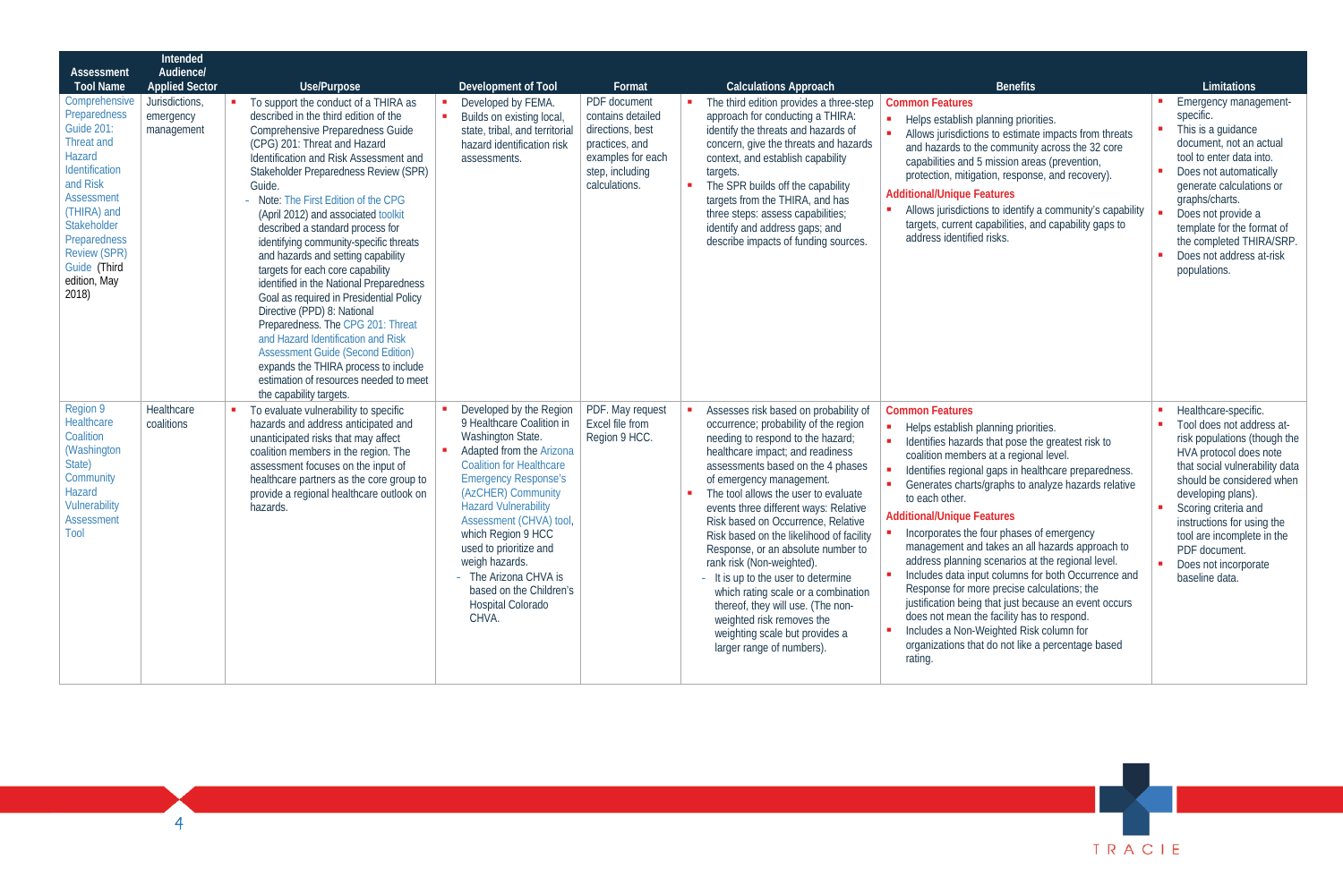| Assessment Tool Name | Intended Audience/ Applied Sector | Use/Purpose | Development of Tool | Format | Calculations Approach | Benefits | Limitations |
|---|---|---|---|---|---|---|---|
| Comprehensive Preparedness Guide 201: Threat and Hazard Identification and Risk Assessment (THIRA) and Stakeholder Preparedness Review (SPR) Guide (Third edition, May 2018) | Jurisdictions, emergency management | ▪ To support the conduct of a THIRA as described in the third edition of the Comprehensive Preparedness Guide (CPG) 201: Threat and Hazard Identification and Risk Assessment and Stakeholder Preparedness Review (SPR) Guide.<br>- Note: The First Edition of the CPG (April 2012) and associated toolkit described a standard process for identifying community-specific threats and hazards and setting capability targets for each core capability identified in the National Preparedness Goal as required in Presidential Policy Directive (PPD) 8: National Preparedness. The CPG 201: Threat and Hazard Identification and Risk Assessment Guide (Second Edition) expands the THIRA process to include estimation of resources needed to meet the capability targets. | ▪ Developed by FEMA.<br>▪ Builds on existing local, state, tribal, and territorial hazard identification risk assessments. | PDF document contains detailed directions, best practices, and examples for each step, including calculations. | ▪ The third edition provides a three-step approach for conducting a THIRA: identify the threats and hazards of concern, give the threats and hazards context, and establish capability targets.<br>▪ The SPR builds off the capability targets from the THIRA, and has three steps: assess capabilities; identify and address gaps; and describe impacts of funding sources. | **Common Features**<br>▪ Helps establish planning priorities.<br>▪ Allows jurisdictions to estimate impacts from threats and hazards to the community across the 32 core capabilities and 5 mission areas (prevention, protection, mitigation, response, and recovery).<br>**Additional/Unique Features**<br>▪ Allows jurisdictions to identify a community's capability targets, current capabilities, and capability gaps to address identified risks. | ▪ Emergency management-specific.<br>▪ This is a guidance document, not an actual tool to enter data into.<br>▪ Does not automatically generate calculations or graphs/charts.<br>▪ Does not provide a template for the format of the completed THIRA/SRP.<br>▪ Does not address at-risk populations. |
| Region 9 Healthcare Coalition (Washington State) Community Hazard Vulnerability Assessment Tool | Healthcare coalitions | ▪ To evaluate vulnerability to specific hazards and address anticipated and unanticipated risks that may affect coalition members in the region. The assessment focuses on the input of healthcare partners as the core group to provide a regional healthcare outlook on hazards. | ▪ Developed by the Region 9 Healthcare Coalition in Washington State.<br>▪ Adapted from the Arizona Coalition for Healthcare Emergency Response's (AzCHER) Community Hazard Vulnerability Assessment (CHVA) tool, which Region 9 HCC used to prioritize and weigh hazards.<br>- The Arizona CHVA is based on the Children's Hospital Colorado CHVA. | PDF. May request Excel file from Region 9 HCC. | ▪ Assesses risk based on probability of occurrence; probability of the region needing to respond to the hazard; healthcare impact; and readiness assessments based on the 4 phases of emergency management.<br>▪ The tool allows the user to evaluate events three different ways: Relative Risk based on Occurrence, Relative Risk based on the likelihood of facility Response, or an absolute number to rank risk (Non-weighted).<br>- It is up to the user to determine which rating scale or a combination thereof, they will use. (The non-weighted risk removes the weighting scale but provides a larger range of numbers). | **Common Features**<br>▪ Helps establish planning priorities.<br>▪ Identifies hazards that pose the greatest risk to coalition members at a regional level.<br>▪ Identifies regional gaps in healthcare preparedness.<br>▪ Generates charts/graphs to analyze hazards relative to each other.<br>**Additional/Unique Features**<br>▪ Incorporates the four phases of emergency management and takes an all hazards approach to address planning scenarios at the regional level.<br>▪ Includes data input columns for both Occurrence and Response for more precise calculations; the justification being that just because an event occurs does not mean the facility has to respond.<br>▪ Includes a Non-Weighted Risk column for organizations that do not like a percentage based rating. | ▪ Healthcare-specific.<br>▪ Tool does not address at-risk populations (though the HVA protocol does note that social vulnerability data should be considered when developing plans).<br>▪ Scoring criteria and instructions for using the tool are incomplete in the PDF document.<br>▪ Does not incorporate baseline data. |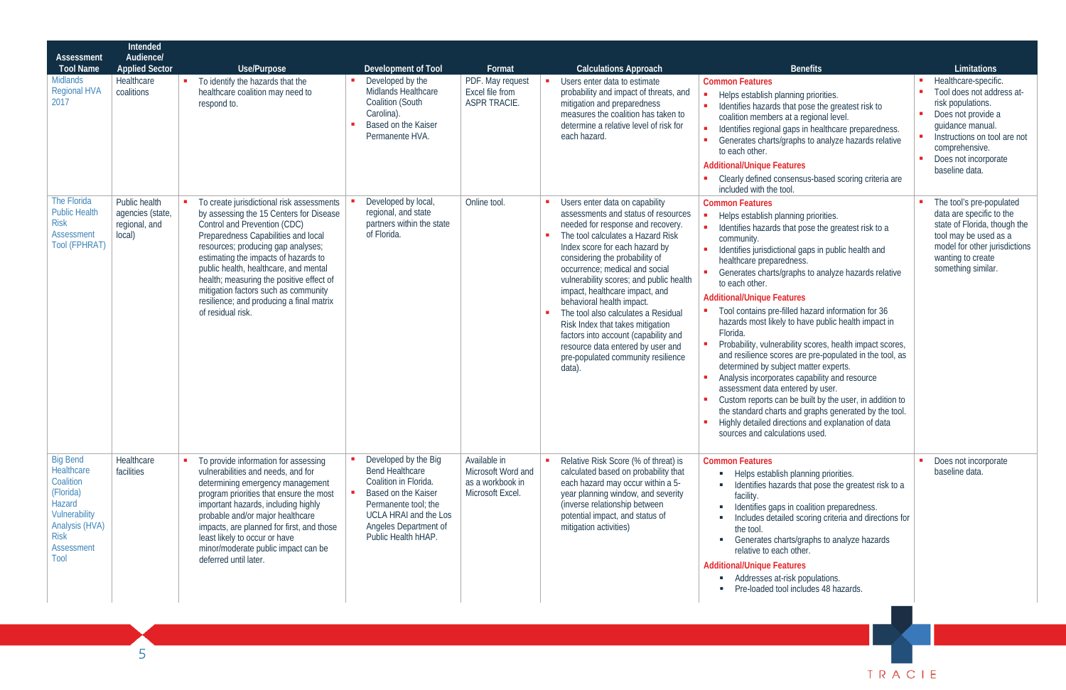| Assessment Tool Name | Intended Audience/ Applied Sector | Use/Purpose | Development of Tool | Format | Calculations Approach | Benefits | Limitations |
|---|---|---|---|---|---|---|---|
| Midlands Regional HVA 2017 | Healthcare coalitions | ▪ To identify the hazards that the healthcare coalition may need to respond to. | ▪ Developed by the Midlands Healthcare Coalition (South Carolina).<br>▪ Based on the Kaiser Permanente HVA. | PDF. May request Excel file from ASPR TRACIE. | ▪ Users enter data to estimate probability and impact of threats, and mitigation and preparedness measures the coalition has taken to determine a relative level of risk for each hazard. | **Common Features**<br>▪ Helps establish planning priorities.<br>▪ Identifies hazards that pose the greatest risk to coalition members at a regional level.<br>▪ Identifies regional gaps in healthcare preparedness.<br>▪ Generates charts/graphs to analyze hazards relative to each other.<br>**Additional/Unique Features**<br>▪ Clearly defined consensus-based scoring criteria are included with the tool. | ▪ Healthcare-specific.<br>▪ Tool does not address at-risk populations.<br>▪ Does not provide a guidance manual.<br>▪ Instructions on tool are not comprehensive.<br>▪ Does not incorporate baseline data. |
| The Florida Public Health Risk Assessment Tool (FPHRAT) | Public health agencies (state, regional, and local) | ▪ To create jurisdictional risk assessments by assessing the 15 Centers for Disease Control and Prevention (CDC) Preparedness Capabilities and local resources; producing gap analyses; estimating the impacts of hazards to public health, healthcare, and mental health; measuring the positive effect of mitigation factors such as community resilience; and producing a final matrix of residual risk. | ▪ Developed by local, regional, and state partners within the state of Florida. | Online tool. | ▪ Users enter data on capability assessments and status of resources needed for response and recovery.<br>▪ The tool calculates a Hazard Risk Index score for each hazard by considering the probability of occurrence; medical and social vulnerability scores; and public health impact, healthcare impact, and behavioral health impact.<br>▪ The tool also calculates a Residual Risk Index that takes mitigation factors into account (capability and resource data entered by user and pre-populated community resilience data). | **Common Features**<br>▪ Helps establish planning priorities.<br>▪ Identifies hazards that pose the greatest risk to a community.<br>▪ Identifies jurisdictional gaps in public health and healthcare preparedness.<br>▪ Generates charts/graphs to analyze hazards relative to each other.<br>**Additional/Unique Features**<br>▪ Tool contains pre-filled hazard information for 36 hazards most likely to have public health impact in Florida.<br>▪ Probability, vulnerability scores, health impact scores, and resilience scores are pre-populated in the tool, as determined by subject matter experts.<br>▪ Analysis incorporates capability and resource assessment data entered by user.<br>▪ Custom reports can be built by the user, in addition to the standard charts and graphs generated by the tool.<br>▪ Highly detailed directions and explanation of data sources and calculations used. | ▪ The tool's pre-populated data are specific to the state of Florida, though the tool may be used as a model for other jurisdictions wanting to create something similar. |
| Big Bend Healthcare Coalition (Florida) Hazard Vulnerability Analysis (HVA) Risk Assessment Tool | Healthcare facilities | ▪ To provide information for assessing vulnerabilities and needs, and for determining emergency management program priorities that ensure the most important hazards, including highly probable and/or major healthcare impacts, are planned for first, and those least likely to occur or have minor/moderate public impact can be deferred until later. | ▪ Developed by the Big Bend Healthcare Coalition in Florida.<br>▪ Based on the Kaiser Permanente tool; the UCLA HRAI and the Los Angeles Department of Public Health hHAP. | Available in Microsoft Word and as a workbook in Microsoft Excel. | ▪ Relative Risk Score (% of threat) is calculated based on probability that each hazard may occur within a 5-year planning window, and severity (inverse relationship between potential impact, and status of mitigation activities) | **Common Features**<br>▪ Helps establish planning priorities.<br>▪ Identifies hazards that pose the greatest risk to a facility.<br>▪ Identifies gaps in coalition preparedness.<br>▪ Includes detailed scoring criteria and directions for the tool.<br>▪ Generates charts/graphs to analyze hazards relative to each other.<br>**Additional/Unique Features**<br>▪ Addresses at-risk populations.<br>▪ Pre-loaded tool includes 48 hazards. | ▪ Does not incorporate baseline data. |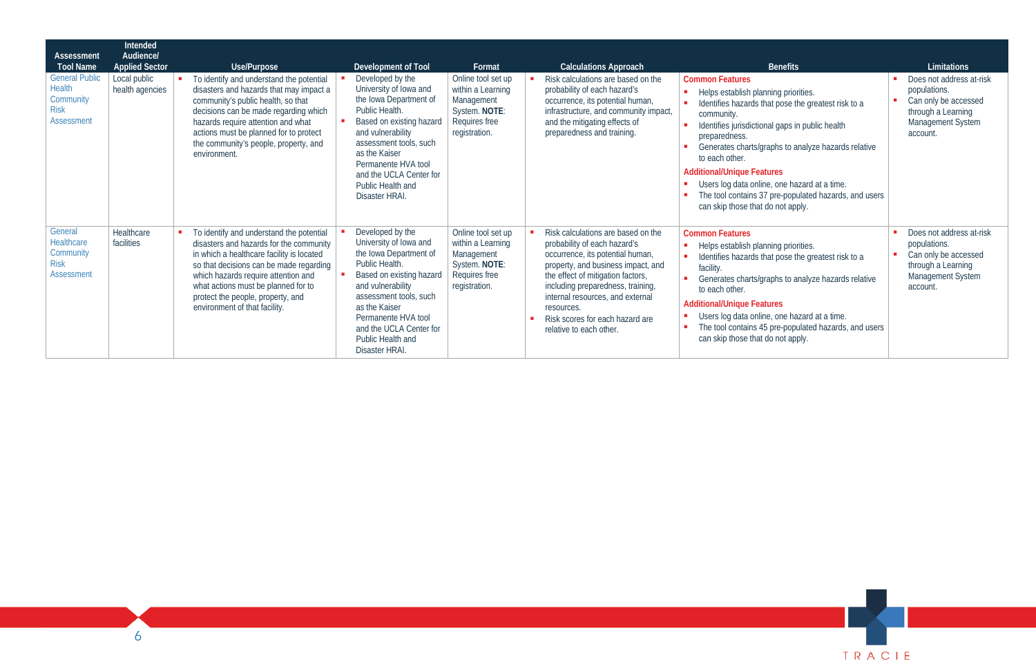| Assessment Tool Name | Intended Audience/ Applied Sector | Use/Purpose | Development of Tool | Format | Calculations Approach | Benefits | Limitations |
|---|---|---|---|---|---|---|---|
| General Public Health Community Risk Assessment | Local public health agencies | ▪ To identify and understand the potential disasters and hazards that may impact a community's public health, so that decisions can be made regarding which hazards require attention and what actions must be planned for to protect the community's people, property, and environment. | ▪ Developed by the University of Iowa and the Iowa Department of Public Health.<br>▪ Based on existing hazard and vulnerability assessment tools, such as the Kaiser Permanente HVA tool and the UCLA Center for Public Health and Disaster HRAI. | Online tool set up within a Learning Management System. **NOTE**: Requires free registration. | ▪ Risk calculations are based on the probability of each hazard's occurrence, its potential human, infrastructure, and community impact, and the mitigating effects of preparedness and training. | **Common Features**<br>▪ Helps establish planning priorities.<br>▪ Identifies hazards that pose the greatest risk to a community.<br>▪ Identifies jurisdictional gaps in public health preparedness.<br>▪ Generates charts/graphs to analyze hazards relative to each other.<br>**Additional/Unique Features**<br>▪ Users log data online, one hazard at a time.<br>▪ The tool contains 37 pre-populated hazards, and users can skip those that do not apply. | ▪ Does not address at-risk populations.<br>▪ Can only be accessed through a Learning Management System account. |
| General Healthcare Community Risk Assessment | Healthcare facilities | ▪ To identify and understand the potential disasters and hazards for the community in which a healthcare facility is located so that decisions can be made regarding which hazards require attention and what actions must be planned for to protect the people, property, and environment of that facility. | ▪ Developed by the University of Iowa and the Iowa Department of Public Health.<br>▪ Based on existing hazard and vulnerability assessment tools, such as the Kaiser Permanente HVA tool and the UCLA Center for Public Health and Disaster HRAI. | Online tool set up within a Learning Management System. **NOTE**: Requires free registration. | ▪ Risk calculations are based on the probability of each hazard's occurrence, its potential human, property, and business impact, and the effect of mitigation factors, including preparedness, training, internal resources, and external resources.<br>▪ Risk scores for each hazard are relative to each other. | **Common Features**<br>▪ Helps establish planning priorities.<br>▪ Identifies hazards that pose the greatest risk to a facility.<br>▪ Generates charts/graphs to analyze hazards relative to each other.<br>**Additional/Unique Features**<br>▪ Users log data online, one hazard at a time.<br>▪ The tool contains 45 pre-populated hazards, and users can skip those that do not apply. | ▪ Does not address at-risk populations.<br>▪ Can only be accessed through a Learning Management System account. |